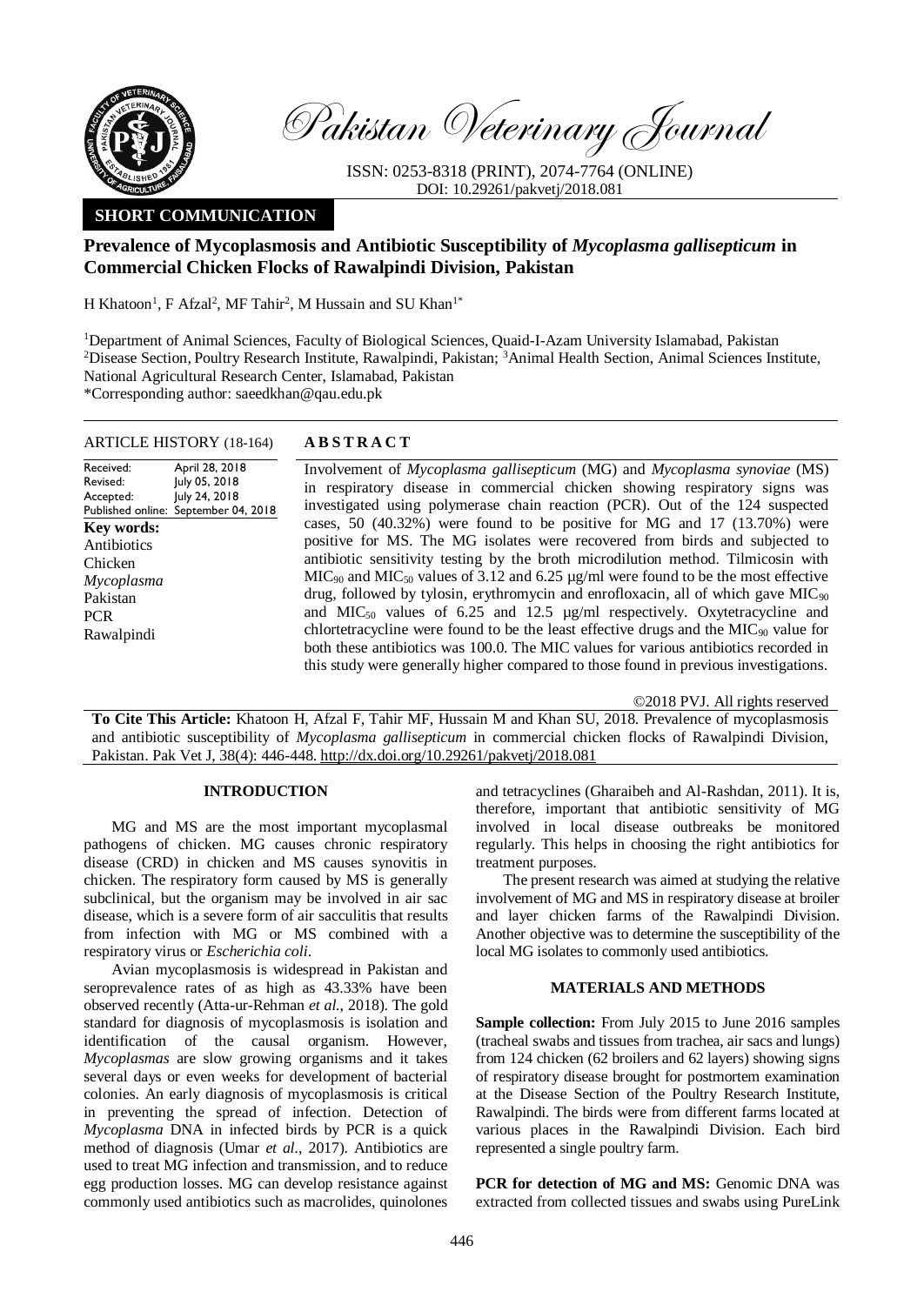Pakistan Veterinary Journal

ISSN: 0253-8318 (PRINT), 2074-7764 (ONLINE)
DOI: 10.29261/pakvetj/2018.081

**SHORT COMMUNICATION**

# Prevalence of Mycoplasmosis and Antibiotic Susceptibility of *Mycoplasma gallisepticum* in Commercial Chicken Flocks of Rawalpindi Division, Pakistan

H Khatoon[1], F Afzal[2], MF Tahir[2], M Hussain and SU Khan[1*]

[1]Department of Animal Sciences, Faculty of Biological Sciences, Quaid-I-Azam University Islamabad, Pakistan
[2]Disease Section, Poultry Research Institute, Rawalpindi, Pakistan; [3]Animal Health Section, Animal Sciences Institute, National Agricultural Research Center, Islamabad, Pakistan
*Corresponding author: saeedkhan@qau.edu.pk

**ARTICLE HISTORY** (18-164)

Received: April 28, 2018
Revised: July 05, 2018
Accepted: July 24, 2018
Published online: September 04, 2018

**Key words:**
Antibiotics
Chicken
*Mycoplasma*
Pakistan
PCR
Rawalpindi

**ABSTRACT**

Involvement of *Mycoplasma gallisepticum* (MG) and *Mycoplasma synoviae* (MS) in respiratory disease in commercial chicken showing respiratory signs was investigated using polymerase chain reaction (PCR). Out of the 124 suspected cases, 50 (40.32%) were found to be positive for MG and 17 (13.70%) were positive for MS. The MG isolates were recovered from birds and subjected to antibiotic sensitivity testing by the broth microdilution method. Tilmicosin with $MIC_{90}$ and $MIC_{50}$ values of 3.12 and 6.25 µg/ml were found to be the most effective drug, followed by tylosin, erythromycin and enrofloxacin, all of which gave $MIC_{90}$ and $MIC_{50}$ values of 6.25 and 12.5 µg/ml respectively. Oxytetracycline and chlortetracycline were found to be the least effective drugs and the $MIC_{90}$ value for both these antibiotics was 100.0. The MIC values for various antibiotics recorded in this study were generally higher compared to those found in previous investigations.

©2018 PVJ. All rights reserved

**To Cite This Article:** Khatoon H, Afzal F, Tahir MF, Hussain M and Khan SU, 2018. Prevalence of mycoplasmosis and antibiotic susceptibility of *Mycoplasma gallisepticum* in commercial chicken flocks of Rawalpindi Division, Pakistan. Pak Vet J, 38(4): 446-448. http://dx.doi.org/10.29261/pakvetj/2018.081

## INTRODUCTION

MG and MS are the most important mycoplasmal pathogens of chicken. MG causes chronic respiratory disease (CRD) in chicken and MS causes synovitis in chicken. The respiratory form caused by MS is generally subclinical, but the organism may be involved in air sac disease, which is a severe form of air sacculitis that results from infection with MG or MS combined with a respiratory virus or *Escherichia coli*.

Avian mycoplasmosis is widespread in Pakistan and seroprevalence rates of as high as 43.33% have been observed recently (Atta-ur-Rehman *et al.*, 2018). The gold standard for diagnosis of mycoplasmosis is isolation and identification of the causal organism. However, *Mycoplasmas* are slow growing organisms and it takes several days or even weeks for development of bacterial colonies. An early diagnosis of mycoplasmosis is critical in preventing the spread of infection. Detection of *Mycoplasma* DNA in infected birds by PCR is a quick method of diagnosis (Umar *et al.*, 2017). Antibiotics are used to treat MG infection and transmission, and to reduce egg production losses. MG can develop resistance against commonly used antibiotics such as macrolides, quinolones and tetracyclines (Gharaibeh and Al-Rashdan, 2011). It is, therefore, important that antibiotic sensitivity of MG involved in local disease outbreaks be monitored regularly. This helps in choosing the right antibiotics for treatment purposes.

The present research was aimed at studying the relative involvement of MG and MS in respiratory disease at broiler and layer chicken farms of the Rawalpindi Division. Another objective was to determine the susceptibility of the local MG isolates to commonly used antibiotics.

## MATERIALS AND METHODS

**Sample collection:** From July 2015 to June 2016 samples (tracheal swabs and tissues from trachea, air sacs and lungs) from 124 chicken (62 broilers and 62 layers) showing signs of respiratory disease brought for postmortem examination at the Disease Section of the Poultry Research Institute, Rawalpindi. The birds were from different farms located at various places in the Rawalpindi Division. Each bird represented a single poultry farm.

**PCR for detection of MG and MS:** Genomic DNA was extracted from collected tissues and swabs using PureLink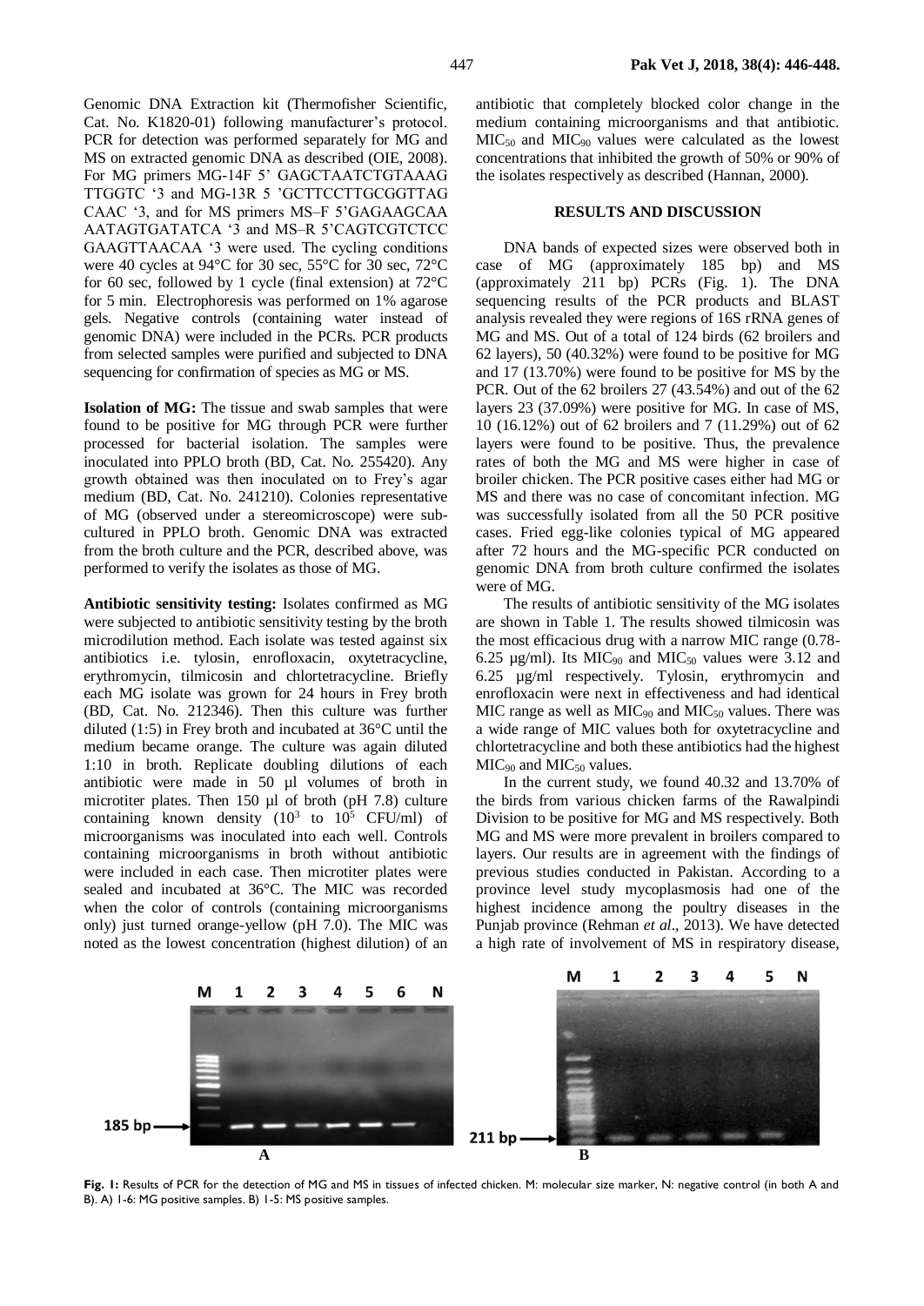Genomic DNA Extraction kit (Thermofisher Scientific, Cat. No. K1820-01) following manufacturer's protocol. PCR for detection was performed separately for MG and MS on extracted genomic DNA as described (OIE, 2008). For MG primers MG-14F 5' GAGCTAATCTGTAAAG TTGGTC '3 and MG-13R 5 'GCTTCCTTGCGGTTAG CAAC '3, and for MS primers MS–F 5'GAGAAGCAA AATAGTGATATCA '3 and MS–R 5'CAGTCGTCTCC GAAGTTAACAA '3 were used. The cycling conditions were 40 cycles at 94°C for 30 sec, 55°C for 30 sec, 72°C for 60 sec, followed by 1 cycle (final extension) at 72°C for 5 min. Electrophoresis was performed on 1% agarose gels. Negative controls (containing water instead of genomic DNA) were included in the PCRs. PCR products from selected samples were purified and subjected to DNA sequencing for confirmation of species as MG or MS.

**Isolation of MG:** The tissue and swab samples that were found to be positive for MG through PCR were further processed for bacterial isolation. The samples were inoculated into PPLO broth (BD, Cat. No. 255420). Any growth obtained was then inoculated on to Frey's agar medium (BD, Cat. No. 241210). Colonies representative of MG (observed under a stereomicroscope) were sub-cultured in PPLO broth. Genomic DNA was extracted from the broth culture and the PCR, described above, was performed to verify the isolates as those of MG.

**Antibiotic sensitivity testing:** Isolates confirmed as MG were subjected to antibiotic sensitivity testing by the broth microdilution method. Each isolate was tested against six antibiotics i.e. tylosin, enrofloxacin, oxytetracycline, erythromycin, tilmicosin and chlortetracycline. Briefly each MG isolate was grown for 24 hours in Frey broth (BD, Cat. No. 212346). Then this culture was further diluted (1:5) in Frey broth and incubated at 36°C until the medium became orange. The culture was again diluted 1:10 in broth. Replicate doubling dilutions of each antibiotic were made in 50 µl volumes of broth in microtiter plates. Then 150 µl of broth (pH 7.8) culture containing known density ($10^3$ to $10^5$ CFU/ml) of microorganisms was inoculated into each well. Controls containing microorganisms in broth without antibiotic were included in each case. Then microtiter plates were sealed and incubated at 36°C. The MIC was recorded when the color of controls (containing microorganisms only) just turned orange-yellow (pH 7.0). The MIC was noted as the lowest concentration (highest dilution) of an antibiotic that completely blocked color change in the medium containing microorganisms and that antibiotic. $MIC_{50}$ and $MIC_{90}$ values were calculated as the lowest concentrations that inhibited the growth of 50% or 90% of the isolates respectively as described (Hannan, 2000).

## RESULTS AND DISCUSSION

DNA bands of expected sizes were observed both in case of MG (approximately 185 bp) and MS (approximately 211 bp) PCRs (Fig. 1). The DNA sequencing results of the PCR products and BLAST analysis revealed they were regions of 16S rRNA genes of MG and MS. Out of a total of 124 birds (62 broilers and 62 layers), 50 (40.32%) were found to be positive for MG and 17 (13.70%) were found to be positive for MS by the PCR. Out of the 62 broilers 27 (43.54%) and out of the 62 layers 23 (37.09%) were positive for MG. In case of MS, 10 (16.12%) out of 62 broilers and 7 (11.29%) out of 62 layers were found to be positive. Thus, the prevalence rates of both the MG and MS were higher in case of broiler chicken. The PCR positive cases either had MG or MS and there was no case of concomitant infection. MG was successfully isolated from all the 50 PCR positive cases. Fried egg-like colonies typical of MG appeared after 72 hours and the MG-specific PCR conducted on genomic DNA from broth culture confirmed the isolates were of MG.

The results of antibiotic sensitivity of the MG isolates are shown in Table 1. The results showed tilmicosin was the most efficacious drug with a narrow MIC range (0.78-6.25 µg/ml). Its $MIC_{90}$ and $MIC_{50}$ values were 3.12 and 6.25 µg/ml respectively. Tylosin, erythromycin and enrofloxacin were next in effectiveness and had identical MIC range as well as $MIC_{90}$ and $MIC_{50}$ values. There was a wide range of MIC values both for oxytetracycline and chlortetracycline and both these antibiotics had the highest $MIC_{90}$ and $MIC_{50}$ values.

In the current study, we found 40.32 and 13.70% of the birds from various chicken farms of the Rawalpindi Division to be positive for MG and MS respectively. Both MG and MS were more prevalent in broilers compared to layers. Our results are in agreement with the findings of previous studies conducted in Pakistan. According to a province level study mycoplasmosis had one of the highest incidence among the poultry diseases in the Punjab province (Rehman *et al*., 2013). We have detected a high rate of involvement of MS in respiratory disease,

**Fig. 1:** Results of PCR for the detection of MG and MS in tissues of infected chicken. M: molecular size marker, N: negative control (in both A and B). A) 1-6: MG positive samples. B) 1-5: MS positive samples.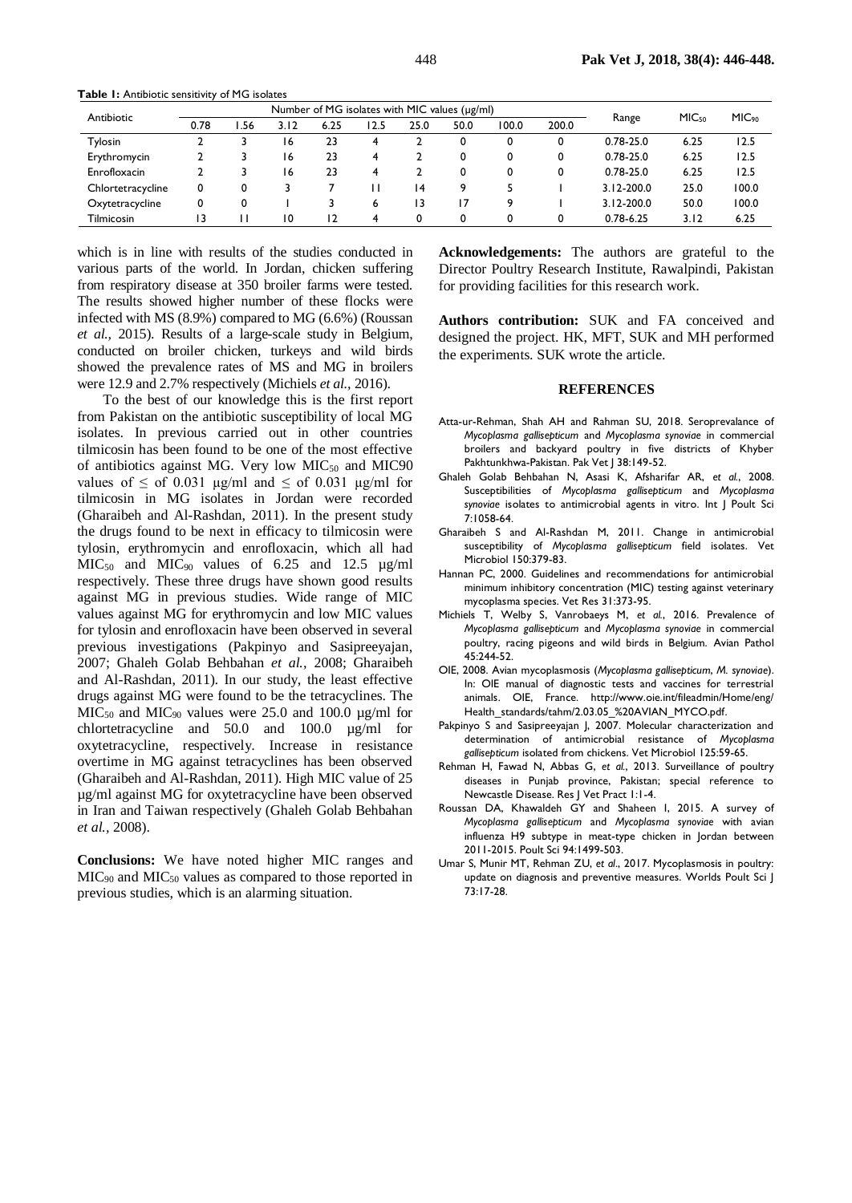**Table 1:** Antibiotic sensitivity of MG isolates

| Antibiotic | Number of MG isolates with MIC values (µg/ml) | | | | | | | | | Range | $MIC_{50}$ | $MIC_{90}$ |
|---|---|---|---|---|---|---|---|---|---|---|---|---|
| | 0.78 | 1.56 | 3.12 | 6.25 | 12.5 | 25.0 | 50.0 | 100.0 | 200.0 | | | |
| Tylosin | 2 | 3 | 16 | 23 | 4 | 2 | 0 | 0 | 0 | 0.78-25.0 | 6.25 | 12.5 |
| Erythromycin | 2 | 3 | 16 | 23 | 4 | 2 | 0 | 0 | 0 | 0.78-25.0 | 6.25 | 12.5 |
| Enrofloxacin | 2 | 3 | 16 | 23 | 4 | 2 | 0 | 0 | 0 | 0.78-25.0 | 6.25 | 12.5 |
| Chlortetracycline | 0 | 0 | 3 | 7 | 11 | 14 | 9 | 5 | 1 | 3.12-200.0 | 25.0 | 100.0 |
| Oxytetracycline | 0 | 0 | 1 | 3 | 6 | 13 | 17 | 9 | 1 | 3.12-200.0 | 50.0 | 100.0 |
| Tilmicosin | 13 | 11 | 10 | 12 | 4 | 0 | 0 | 0 | 0 | 0.78-6.25 | 3.12 | 6.25 |

which is in line with results of the studies conducted in various parts of the world. In Jordan, chicken suffering from respiratory disease at 350 broiler farms were tested. The results showed higher number of these flocks were infected with MS (8.9%) compared to MG (6.6%) (Roussan *et al.*, 2015). Results of a large-scale study in Belgium, conducted on broiler chicken, turkeys and wild birds showed the prevalence rates of MS and MG in broilers were 12.9 and 2.7% respectively (Michiels *et al.*, 2016).

To the best of our knowledge this is the first report from Pakistan on the antibiotic susceptibility of local MG isolates. In previous carried out in other countries tilmicosin has been found to be one of the most effective of antibiotics against MG. Very low $MIC_{50}$ and MIC90 values of ≤ of 0.031 µg/ml and ≤ of 0.031 µg/ml for tilmicosin in MG isolates in Jordan were recorded (Gharaibeh and Al-Rashdan, 2011). In the present study the drugs found to be next in efficacy to tilmicosin were tylosin, erythromycin and enrofloxacin, which all had $MIC_{50}$ and $MIC_{90}$ values of 6.25 and 12.5 µg/ml respectively. These three drugs have shown good results against MG in previous studies. Wide range of MIC values against MG for erythromycin and low MIC values for tylosin and enrofloxacin have been observed in several previous investigations (Pakpinyo and Sasipreeyajan, 2007; Ghaleh Golab Behbahan *et al.*, 2008; Gharaibeh and Al-Rashdan, 2011). In our study, the least effective drugs against MG were found to be the tetracyclines. The $MIC_{50}$ and $MIC_{90}$ values were 25.0 and 100.0 µg/ml for chlortetracycline and 50.0 and 100.0 µg/ml for oxytetracycline, respectively. Increase in resistance overtime in MG against tetracyclines has been observed (Gharaibeh and Al-Rashdan, 2011). High MIC value of 25 µg/ml against MG for oxytetracycline have been observed in Iran and Taiwan respectively (Ghaleh Golab Behbahan *et al.*, 2008).

**Conclusions:** We have noted higher MIC ranges and $MIC_{90}$ and $MIC_{50}$ values as compared to those reported in previous studies, which is an alarming situation.

**Acknowledgements:** The authors are grateful to the Director Poultry Research Institute, Rawalpindi, Pakistan for providing facilities for this research work.

**Authors contribution:** SUK and FA conceived and designed the project. HK, MFT, SUK and MH performed the experiments. SUK wrote the article.

## REFERENCES

Atta-ur-Rehman, Shah AH and Rahman SU, 2018. Seroprevalance of *Mycoplasma gallisepticum* and *Mycoplasma synoviae* in commercial broilers and backyard poultry in five districts of Khyber Pakhtunkhwa-Pakistan. Pak Vet J 38:149-52.

Ghaleh Golab Behbahan N, Asasi K, Afsharifar AR, *et al.*, 2008. Susceptibilities of *Mycoplasma gallisepticum* and *Mycoplasma synoviae* isolates to antimicrobial agents in vitro. Int J Poult Sci 7:1058-64.

Gharaibeh S and Al-Rashdan M, 2011. Change in antimicrobial susceptibility of *Mycoplasma gallisepticum* field isolates. Vet Microbiol 150:379-83.

Hannan PC, 2000. Guidelines and recommendations for antimicrobial minimum inhibitory concentration (MIC) testing against veterinary mycoplasma species. Vet Res 31:373-95.

Michiels T, Welby S, Vanrobaeys M, *et al.*, 2016. Prevalence of *Mycoplasma gallisepticum* and *Mycoplasma synoviae* in commercial poultry, racing pigeons and wild birds in Belgium. Avian Pathol 45:244-52.

OIE, 2008. Avian mycoplasmosis (*Mycoplasma gallisepticum*, *M. synoviae*). In: OIE manual of diagnostic tests and vaccines for terrestrial animals. OIE, France. http://www.oie.int/fileadmin/Home/eng/Health_standards/tahm/2.03.05_%20AVIAN_MYCO.pdf.

Pakpinyo S and Sasipreeyajan J, 2007. Molecular characterization and determination of antimicrobial resistance of *Mycoplasma gallisepticum* isolated from chickens. Vet Microbiol 125:59-65.

Rehman H, Fawad N, Abbas G, *et al.*, 2013. Surveillance of poultry diseases in Punjab province, Pakistan; special reference to Newcastle Disease. Res J Vet Pract 1:1-4.

Roussan DA, Khawaldeh GY and Shaheen I, 2015. A survey of *Mycoplasma gallisepticum* and *Mycoplasma synoviae* with avian influenza H9 subtype in meat-type chicken in Jordan between 2011-2015. Poult Sci 94:1499-503.

Umar S, Munir MT, Rehman ZU, *et al*., 2017. Mycoplasmosis in poultry: update on diagnosis and preventive measures. Worlds Poult Sci J 73:17-28.